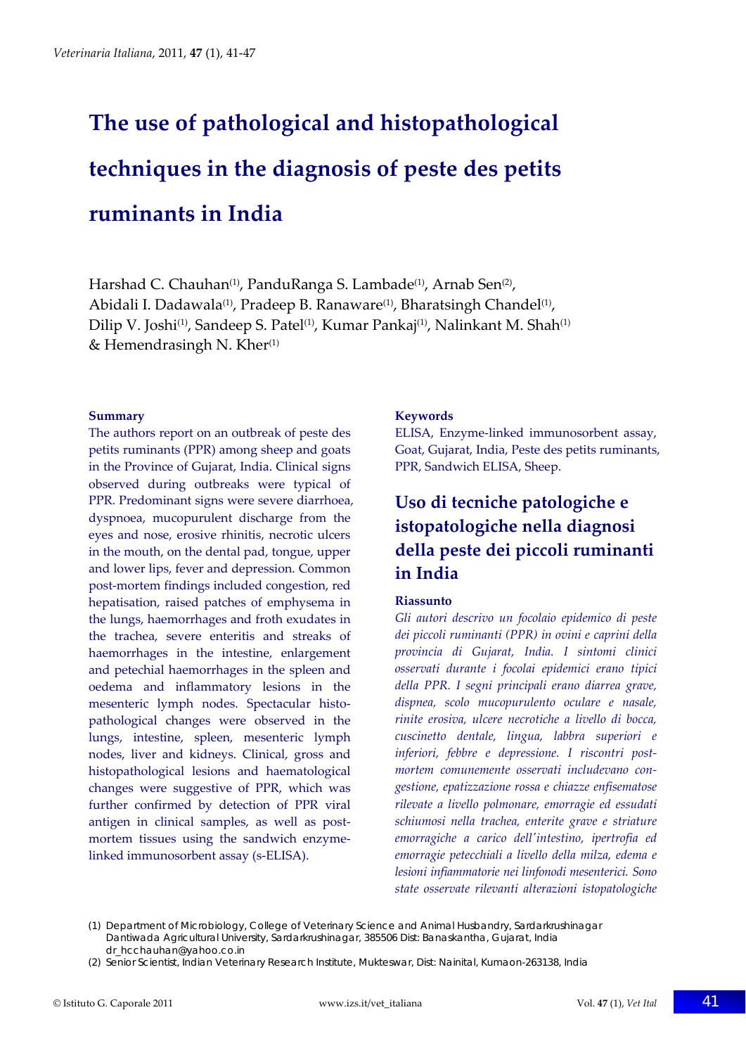# The use of pathological and histopathological techniques in the diagnosis of peste des petits ruminants in India

Harshad C. Chauhan[1], PanduRanga S. Lambade[1], Arnab Sen[2], Abidali I. Dadawala[1], Pradeep B. Ranaware[1], Bharatsingh Chandel[1], Dilip V. Joshi[1], Sandeep S. Patel[1], Kumar Pankaj[1], Nalinkant M. Shah[1] & Hemendrasingh N. Kher[1]

### Summary

The authors report on an outbreak of peste des petits ruminants (PPR) among sheep and goats in the Province of Gujarat, India. Clinical signs observed during outbreaks were typical of PPR. Predominant signs were severe diarrhoea, dyspnoea, mucopurulent discharge from the eyes and nose, erosive rhinitis, necrotic ulcers in the mouth, on the dental pad, tongue, upper and lower lips, fever and depression. Common post-mortem findings included congestion, red hepatisation, raised patches of emphysema in the lungs, haemorrhages and froth exudates in the trachea, severe enteritis and streaks of haemorrhages in the intestine, enlargement and petechial haemorrhages in the spleen and oedema and inflammatory lesions in the mesenteric lymph nodes. Spectacular histopathological changes were observed in the lungs, intestine, spleen, mesenteric lymph nodes, liver and kidneys. Clinical, gross and histopathological lesions and haematological changes were suggestive of PPR, which was further confirmed by detection of PPR viral antigen in clinical samples, as well as post-mortem tissues using the sandwich enzyme-linked immunosorbent assay (s-ELISA).

### Keywords

ELISA, Enzyme-linked immunosorbent assay, Goat, Gujarat, India, Peste des petits ruminants, PPR, Sandwich ELISA, Sheep.

## Uso di tecniche patologiche e istopatologiche nella diagnosi della peste dei piccoli ruminanti in India

### Riassunto

*Gli autori descrivo un focolaio epidemico di peste dei piccoli ruminanti (PPR) in ovini e caprini della provincia di Gujarat, India. I sintomi clinici osservati durante i focolai epidemici erano tipici della PPR. I segni principali erano diarrea grave, dispnea, scolo mucopurulento oculare e nasale, rinite erosiva, ulcere necrotiche a livello di bocca, cuscinetto dentale, lingua, labbra superiori e inferiori, febbre e depressione. I riscontri post-mortem comunemente osservati includevano congestione, epatizzazione rossa e chiazze enfisematose rilevate a livello polmonare, emorragie ed essudati schiumosi nella trachea, enterite grave e striature emorragiche a carico dell'intestino, ipertrofia ed emorragie petecchiali a livello della milza, edema e lesioni infiammatorie nei linfonodi mesenterici. Sono state osservate rilevanti alterazioni istopatologiche*

(1) Department of Microbiology, College of Veterinary Science and Animal Husbandry, Sardarkrushinagar Dantiwada Agricultural University, Sardarkrushinagar, 385506 Dist: Banaskantha, Gujarat, India
dr_hcchauhan@yahoo.co.in

(2) Senior Scientist, Indian Veterinary Research Institute, Mukteswar, Dist: Nainital, Kumaon-263138, India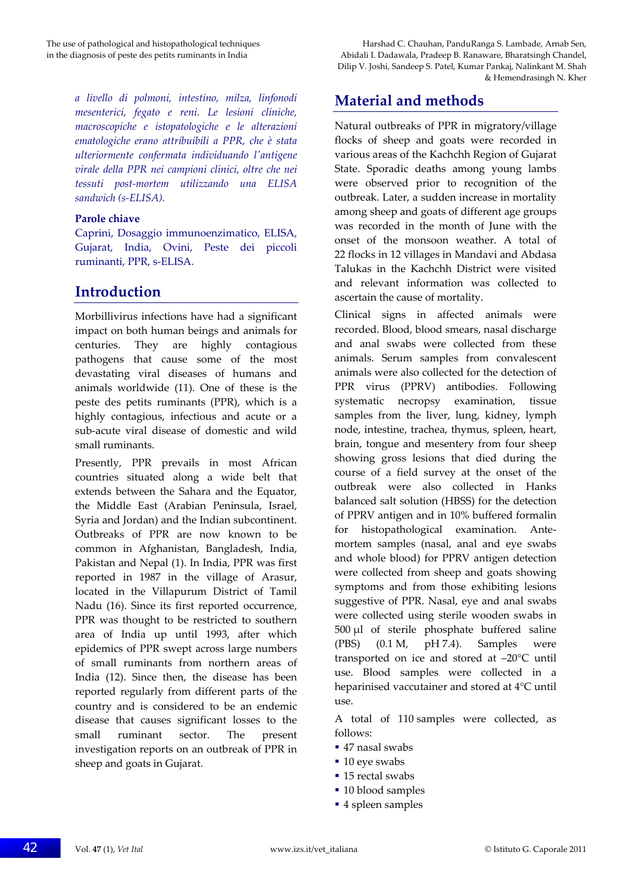*a livello di polmoni, intestino, milza, linfonodi mesenterici, fegato e reni. Le lesioni cliniche, macroscopiche e istopatologiche e le alterazioni ematologiche erano attribuibili a PPR, che è stata ulteriormente confermata individuando l'antigene virale della PPR nei campioni clinici, oltre che nei tessuti post-mortem utilizzando una ELISA sandwich (s-ELISA).*

### Parole chiave

Caprini, Dosaggio immunoenzimatico, ELISA, Gujarat, India, Ovini, Peste dei piccoli ruminanti, PPR, s-ELISA.

## Introduction

Morbillivirus infections have had a significant impact on both human beings and animals for centuries. They are highly contagious pathogens that cause some of the most devastating viral diseases of humans and animals worldwide (11). One of these is the peste des petits ruminants (PPR), which is a highly contagious, infectious and acute or a sub-acute viral disease of domestic and wild small ruminants.

Presently, PPR prevails in most African countries situated along a wide belt that extends between the Sahara and the Equator, the Middle East (Arabian Peninsula, Israel, Syria and Jordan) and the Indian subcontinent. Outbreaks of PPR are now known to be common in Afghanistan, Bangladesh, India, Pakistan and Nepal (1). In India, PPR was first reported in 1987 in the village of Arasur, located in the Villapurum District of Tamil Nadu (16). Since its first reported occurrence, PPR was thought to be restricted to southern area of India up until 1993, after which epidemics of PPR swept across large numbers of small ruminants from northern areas of India (12). Since then, the disease has been reported regularly from different parts of the country and is considered to be an endemic disease that causes significant losses to the small ruminant sector. The present investigation reports on an outbreak of PPR in sheep and goats in Gujarat.

## Material and methods

Natural outbreaks of PPR in migratory/village flocks of sheep and goats were recorded in various areas of the Kachchh Region of Gujarat State. Sporadic deaths among young lambs were observed prior to recognition of the outbreak. Later, a sudden increase in mortality among sheep and goats of different age groups was recorded in the month of June with the onset of the monsoon weather. A total of 22 flocks in 12 villages in Mandavi and Abdasa Talukas in the Kachchh District were visited and relevant information was collected to ascertain the cause of mortality.

Clinical signs in affected animals were recorded. Blood, blood smears, nasal discharge and anal swabs were collected from these animals. Serum samples from convalescent animals were also collected for the detection of PPR virus (PPRV) antibodies. Following systematic necropsy examination, tissue samples from the liver, lung, kidney, lymph node, intestine, trachea, thymus, spleen, heart, brain, tongue and mesentery from four sheep showing gross lesions that died during the course of a field survey at the onset of the outbreak were also collected in Hanks balanced salt solution (HBSS) for the detection of PPRV antigen and in 10% buffered formalin for histopathological examination. Ante-mortem samples (nasal, anal and eye swabs and whole blood) for PPRV antigen detection were collected from sheep and goats showing symptoms and from those exhibiting lesions suggestive of PPR. Nasal, eye and anal swabs were collected using sterile wooden swabs in 500 µl of sterile phosphate buffered saline (PBS) (0.1 M, pH 7.4). Samples were transported on ice and stored at –20°C until use. Blood samples were collected in a heparinised vaccutainer and stored at 4°C until use.

A total of 110 samples were collected, as follows:

- 47 nasal swabs
- 10 eye swabs
- 15 rectal swabs
- 10 blood samples
- 4 spleen samples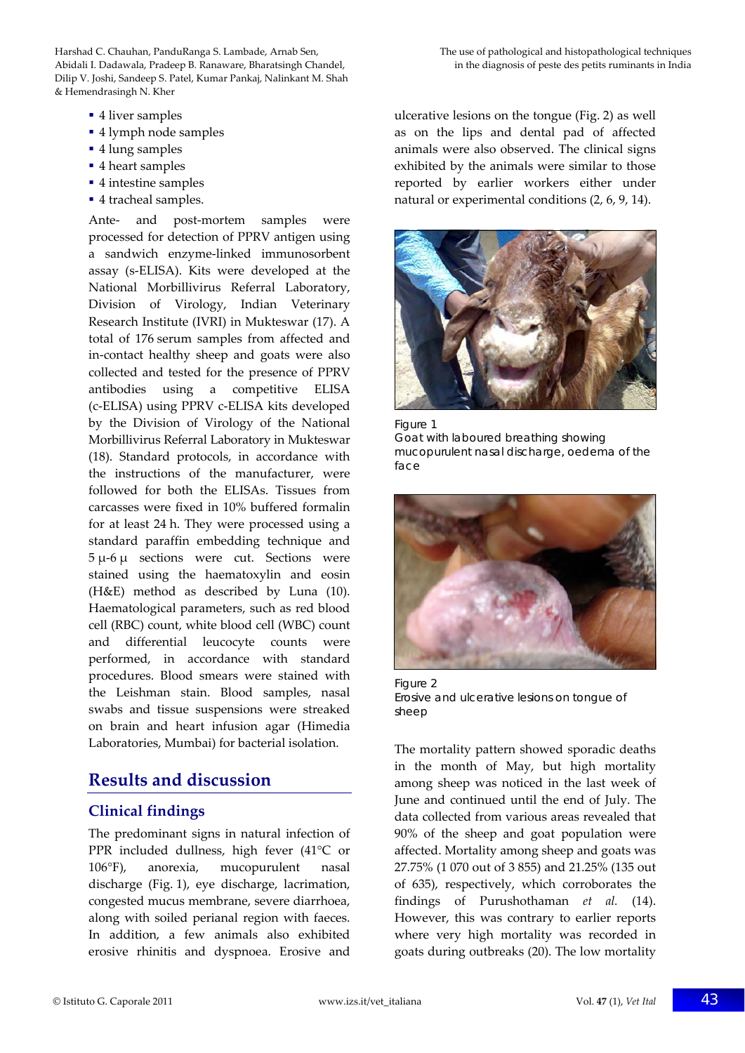- 4 liver samples
- 4 lymph node samples
- 4 lung samples
- 4 heart samples
- 4 intestine samples
- 4 tracheal samples.

Ante- and post-mortem samples were processed for detection of PPRV antigen using a sandwich enzyme-linked immunosorbent assay (s-ELISA). Kits were developed at the National Morbillivirus Referral Laboratory, Division of Virology, Indian Veterinary Research Institute (IVRI) in Mukteswar (17). A total of 176 serum samples from affected and in-contact healthy sheep and goats were also collected and tested for the presence of PPRV antibodies using a competitive ELISA (c-ELISA) using PPRV c-ELISA kits developed by the Division of Virology of the National Morbillivirus Referral Laboratory in Mukteswar (18). Standard protocols, in accordance with the instructions of the manufacturer, were followed for both the ELISAs. Tissues from carcasses were fixed in 10% buffered formalin for at least 24 h. They were processed using a standard paraffin embedding technique and 5 μ-6 μ sections were cut. Sections were stained using the haematoxylin and eosin (H&E) method as described by Luna (10). Haematological parameters, such as red blood cell (RBC) count, white blood cell (WBC) count and differential leucocyte counts were performed, in accordance with standard procedures. Blood smears were stained with the Leishman stain. Blood samples, nasal swabs and tissue suspensions were streaked on brain and heart infusion agar (Himedia Laboratories, Mumbai) for bacterial isolation.

## Results and discussion

### Clinical findings

The predominant signs in natural infection of PPR included dullness, high fever (41°C or 106°F), anorexia, mucopurulent nasal discharge (Fig. 1), eye discharge, lacrimation, congested mucus membrane, severe diarrhoea, along with soiled perianal region with faeces. In addition, a few animals also exhibited erosive rhinitis and dyspnoea. Erosive and ulcerative lesions on the tongue (Fig. 2) as well as on the lips and dental pad of affected animals were also observed. The clinical signs exhibited by the animals were similar to those reported by earlier workers either under natural or experimental conditions (2, 6, 9, 14).

Figure 1
Goat with laboured breathing showing mucopurulent nasal discharge, oedema of the face

Figure 2
Erosive and ulcerative lesions on tongue of sheep

The mortality pattern showed sporadic deaths in the month of May, but high mortality among sheep was noticed in the last week of June and continued until the end of July. The data collected from various areas revealed that 90% of the sheep and goat population were affected. Mortality among sheep and goats was 27.75% (1 070 out of 3 855) and 21.25% (135 out of 635), respectively, which corroborates the findings of Purushothaman *et al.* (14). However, this was contrary to earlier reports where very high mortality was recorded in goats during outbreaks (20). The low mortality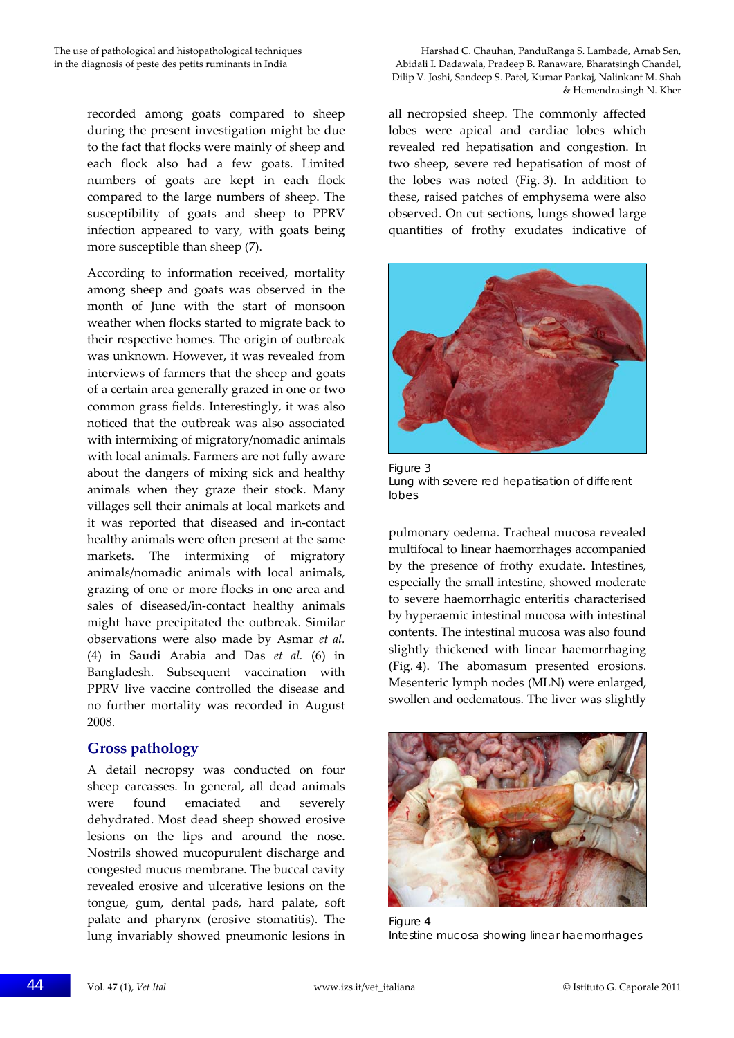recorded among goats compared to sheep during the present investigation might be due to the fact that flocks were mainly of sheep and each flock also had a few goats. Limited numbers of goats are kept in each flock compared to the large numbers of sheep. The susceptibility of goats and sheep to PPRV infection appeared to vary, with goats being more susceptible than sheep (7).

According to information received, mortality among sheep and goats was observed in the month of June with the start of monsoon weather when flocks started to migrate back to their respective homes. The origin of outbreak was unknown. However, it was revealed from interviews of farmers that the sheep and goats of a certain area generally grazed in one or two common grass fields. Interestingly, it was also noticed that the outbreak was also associated with intermixing of migratory/nomadic animals with local animals. Farmers are not fully aware about the dangers of mixing sick and healthy animals when they graze their stock. Many villages sell their animals at local markets and it was reported that diseased and in-contact healthy animals were often present at the same markets. The intermixing of migratory animals/nomadic animals with local animals, grazing of one or more flocks in one area and sales of diseased/in-contact healthy animals might have precipitated the outbreak. Similar observations were also made by Asmar *et al.* (4) in Saudi Arabia and Das *et al.* (6) in Bangladesh. Subsequent vaccination with PPRV live vaccine controlled the disease and no further mortality was recorded in August 2008.

## Gross pathology

A detail necropsy was conducted on four sheep carcasses. In general, all dead animals were found emaciated and severely dehydrated. Most dead sheep showed erosive lesions on the lips and around the nose. Nostrils showed mucopurulent discharge and congested mucus membrane. The buccal cavity revealed erosive and ulcerative lesions on the tongue, gum, dental pads, hard palate, soft palate and pharynx (erosive stomatitis). The lung invariably showed pneumonic lesions in all necropsied sheep. The commonly affected lobes were apical and cardiac lobes which revealed red hepatisation and congestion. In two sheep, severe red hepatisation of most of the lobes was noted (Fig. 3). In addition to these, raised patches of emphysema were also observed. On cut sections, lungs showed large quantities of frothy exudates indicative of pulmonary oedema. Tracheal mucosa revealed multifocal to linear haemorrhages accompanied by the presence of frothy exudate. Intestines, especially the small intestine, showed moderate to severe haemorrhagic enteritis characterised by hyperaemic intestinal mucosa with intestinal contents. The intestinal mucosa was also found slightly thickened with linear haemorrhaging (Fig. 4). The abomasum presented erosions. Mesenteric lymph nodes (MLN) were enlarged, swollen and oedematous. The liver was slightly

Figure 3
Lung with severe red hepatisation of different lobes

Figure 4
Intestine mucosa showing linear haemorrhages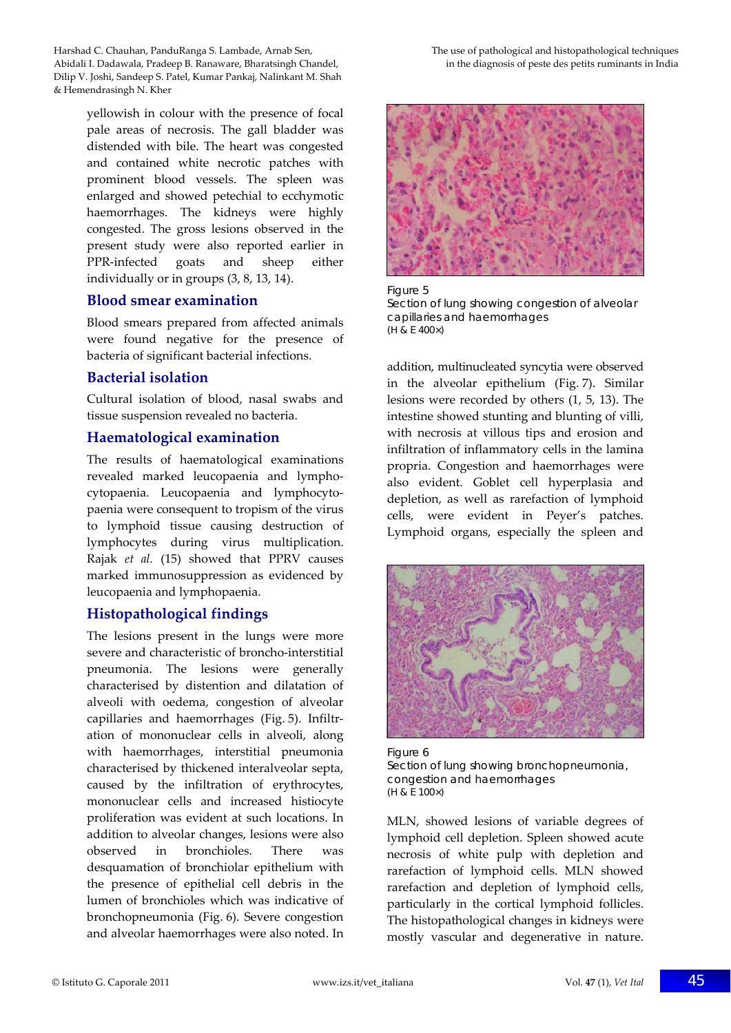yellowish in colour with the presence of focal pale areas of necrosis. The gall bladder was distended with bile. The heart was congested and contained white necrotic patches with prominent blood vessels. The spleen was enlarged and showed petechial to ecchymotic haemorrhages. The kidneys were highly congested. The gross lesions observed in the present study were also reported earlier in PPR-infected goats and sheep either individually or in groups (3, 8, 13, 14).

## Blood smear examination

Blood smears prepared from affected animals were found negative for the presence of bacteria of significant bacterial infections.

## Bacterial isolation

Cultural isolation of blood, nasal swabs and tissue suspension revealed no bacteria.

## Haematological examination

The results of haematological examinations revealed marked leucopaenia and lymphocytopaenia. Leucopaenia and lymphocytopaenia were consequent to tropism of the virus to lymphoid tissue causing destruction of lymphocytes during virus multiplication. Rajak *et al.* (15) showed that PPRV causes marked immunosuppression as evidenced by leucopaenia and lymphopaenia.

## Histopathological findings

The lesions present in the lungs were more severe and characteristic of broncho-interstitial pneumonia. The lesions were generally characterised by distention and dilatation of alveoli with oedema, congestion of alveolar capillaries and haemorrhages (Fig. 5). Infiltration of mononuclear cells in alveoli, along with haemorrhages, interstitial pneumonia characterised by thickened interalveolar septa, caused by the infiltration of erythrocytes, mononuclear cells and increased histiocyte proliferation was evident at such locations. In addition to alveolar changes, lesions were also observed in bronchioles. There was desquamation of bronchiolar epithelium with the presence of epithelial cell debris in the lumen of bronchioles which was indicative of bronchopneumonia (Fig. 6). Severe congestion and alveolar haemorrhages were also noted. In addition, multinucleated syncytia were observed in the alveolar epithelium (Fig. 7). Similar lesions were recorded by others (1, 5, 13). The intestine showed stunting and blunting of villi, with necrosis at villous tips and erosion and infiltration of inflammatory cells in the lamina propria. Congestion and haemorrhages were also evident. Goblet cell hyperplasia and depletion, as well as rarefaction of lymphoid cells, were evident in Peyer's patches. Lymphoid organs, especially the spleen and MLN, showed lesions of variable degrees of lymphoid cell depletion. Spleen showed acute necrosis of white pulp with depletion and rarefaction of lymphoid cells. MLN showed rarefaction and depletion of lymphoid cells, particularly in the cortical lymphoid follicles. The histopathological changes in kidneys were mostly vascular and degenerative in nature.

Figure 5
Section of lung showing congestion of alveolar capillaries and haemorrhages
(H & E 400×)

Figure 6
Section of lung showing bronchopneumonia, congestion and haemorrhages
(H & E 100×)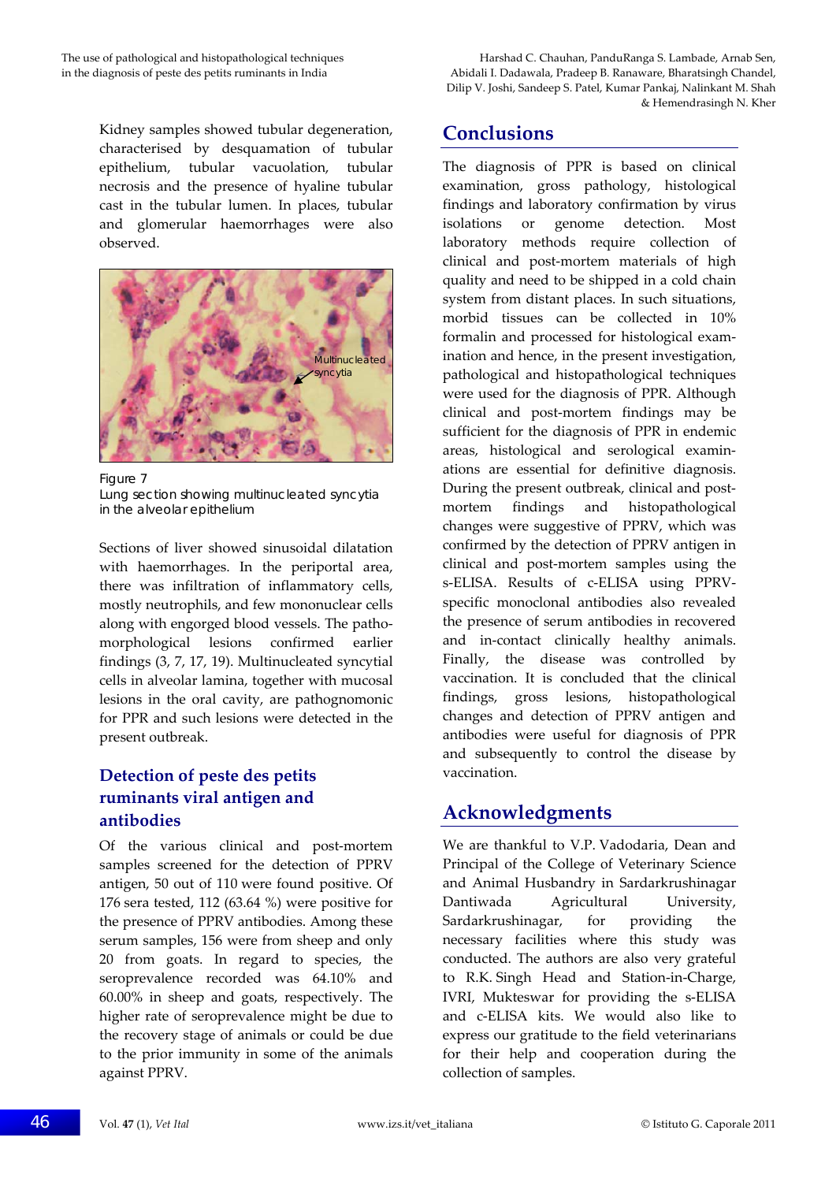Kidney samples showed tubular degeneration, characterised by desquamation of tubular epithelium, tubular vacuolation, tubular necrosis and the presence of hyaline tubular cast in the tubular lumen. In places, tubular and glomerular haemorrhages were also observed.

Figure 7
Lung section showing multinucleated syncytia in the alveolar epithelium

Sections of liver showed sinusoidal dilatation with haemorrhages. In the periportal area, there was infiltration of inflammatory cells, mostly neutrophils, and few mononuclear cells along with engorged blood vessels. The pathomorphological lesions confirmed earlier findings (3, 7, 17, 19). Multinucleated syncytial cells in alveolar lamina, together with mucosal lesions in the oral cavity, are pathognomonic for PPR and such lesions were detected in the present outbreak.

## Detection of peste des petits ruminants viral antigen and antibodies

Of the various clinical and post-mortem samples screened for the detection of PPRV antigen, 50 out of 110 were found positive. Of 176 sera tested, 112 (63.64 %) were positive for the presence of PPRV antibodies. Among these serum samples, 156 were from sheep and only 20 from goats. In regard to species, the seroprevalence recorded was 64.10% and 60.00% in sheep and goats, respectively. The higher rate of seroprevalence might be due to the recovery stage of animals or could be due to the prior immunity in some of the animals against PPRV.

## Conclusions

The diagnosis of PPR is based on clinical examination, gross pathology, histological findings and laboratory confirmation by virus isolations or genome detection. Most laboratory methods require collection of clinical and post-mortem materials of high quality and need to be shipped in a cold chain system from distant places. In such situations, morbid tissues can be collected in 10% formalin and processed for histological examination and hence, in the present investigation, pathological and histopathological techniques were used for the diagnosis of PPR. Although clinical and post-mortem findings may be sufficient for the diagnosis of PPR in endemic areas, histological and serological examinations are essential for definitive diagnosis. During the present outbreak, clinical and post-mortem findings and histopathological changes were suggestive of PPRV, which was confirmed by the detection of PPRV antigen in clinical and post-mortem samples using the s-ELISA. Results of c-ELISA using PPRV-specific monoclonal antibodies also revealed the presence of serum antibodies in recovered and in-contact clinically healthy animals. Finally, the disease was controlled by vaccination. It is concluded that the clinical findings, gross lesions, histopathological changes and detection of PPRV antigen and antibodies were useful for diagnosis of PPR and subsequently to control the disease by vaccination.

## Acknowledgments

We are thankful to V.P. Vadodaria, Dean and Principal of the College of Veterinary Science and Animal Husbandry in Sardarkrushinagar Dantiwada Agricultural University, Sardarkrushinagar, for providing the necessary facilities where this study was conducted. The authors are also very grateful to R.K. Singh Head and Station-in-Charge, IVRI, Mukteswar for providing the s-ELISA and c-ELISA kits. We would also like to express our gratitude to the field veterinarians for their help and cooperation during the collection of samples.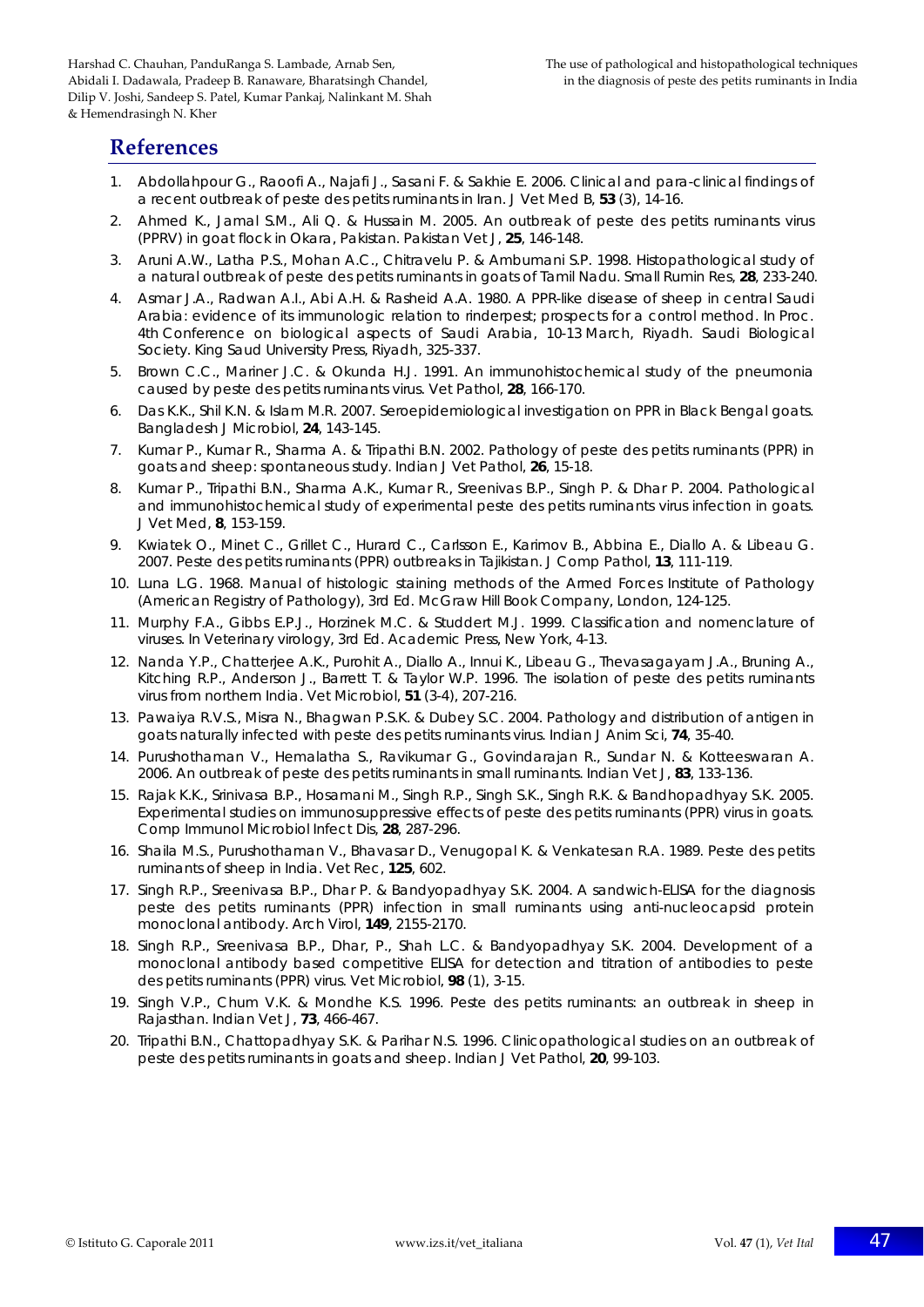## References

1. Abdollahpour G., Raoofi A., Najafi J., Sasani F. & Sakhie E. 2006. Clinical and para-clinical findings of a recent outbreak of peste des petits ruminants in Iran. J Vet Med B, **53** (3), 14-16.
2. Ahmed K., Jamal S.M., Ali Q. & Hussain M. 2005. An outbreak of peste des petits ruminants virus (PPRV) in goat flock in Okara, Pakistan. Pakistan Vet J, **25**, 146-148.
3. Aruni A.W., Latha P.S., Mohan A.C., Chitravelu P. & Ambumani S.P. 1998. Histopathological study of a natural outbreak of peste des petits ruminants in goats of Tamil Nadu. Small Rumin Res, **28**, 233-240.
4. Asmar J.A., Radwan A.I., Abi A.H. & Rasheid A.A. 1980. A PPR-like disease of sheep in central Saudi Arabia: evidence of its immunologic relation to rinderpest; prospects for a control method. In Proc. 4th Conference on biological aspects of Saudi Arabia, 10-13 March, Riyadh. Saudi Biological Society. King Saud University Press, Riyadh, 325-337.
5. Brown C.C., Mariner J.C. & Okunda H.J. 1991. An immunohistochemical study of the pneumonia caused by peste des petits ruminants virus. Vet Pathol, **28**, 166-170.
6. Das K.K., Shil K.N. & Islam M.R. 2007. Seroepidemiological investigation on PPR in Black Bengal goats. Bangladesh J Microbiol, **24**, 143-145.
7. Kumar P., Kumar R., Sharma A. & Tripathi B.N. 2002. Pathology of peste des petits ruminants (PPR) in goats and sheep: spontaneous study. Indian J Vet Pathol, **26**, 15-18.
8. Kumar P., Tripathi B.N., Sharma A.K., Kumar R., Sreenivas B.P., Singh P. & Dhar P. 2004. Pathological and immunohistochemical study of experimental peste des petits ruminants virus infection in goats. J Vet Med, **8**, 153-159.
9. Kwiatek O., Minet C., Grillet C., Hurard C., Carlsson E., Karimov B., Abbina E., Diallo A. & Libeau G. 2007. Peste des petits ruminants (PPR) outbreaks in Tajikistan. J Comp Pathol, **13**, 111-119.
10. Luna L.G. 1968. Manual of histologic staining methods of the Armed Forces Institute of Pathology (American Registry of Pathology), 3rd Ed. McGraw Hill Book Company, London, 124-125.
11. Murphy F.A., Gibbs E.P.J., Horzinek M.C. & Studdert M.J. 1999. Classification and nomenclature of viruses. In Veterinary virology, 3rd Ed. Academic Press, New York, 4-13.
12. Nanda Y.P., Chatterjee A.K., Purohit A., Diallo A., Innui K., Libeau G., Thevasagayam J.A., Bruning A., Kitching R.P., Anderson J., Barrett T. & Taylor W.P. 1996. The isolation of peste des petits ruminants virus from northern India. Vet Microbiol, **51** (3-4), 207-216.
13. Pawaiya R.V.S., Misra N., Bhagwan P.S.K. & Dubey S.C. 2004. Pathology and distribution of antigen in goats naturally infected with peste des petits ruminants virus. Indian J Anim Sci, **74**, 35-40.
14. Purushothaman V., Hemalatha S., Ravikumar G., Govindarajan R., Sundar N. & Kotteeswaran A. 2006. An outbreak of peste des petits ruminants in small ruminants. Indian Vet J, **83**, 133-136.
15. Rajak K.K., Srinivasa B.P., Hosamani M., Singh R.P., Singh S.K., Singh R.K. & Bandhopadhyay S.K. 2005. Experimental studies on immunosuppressive effects of peste des petits ruminants (PPR) virus in goats. Comp Immunol Microbiol Infect Dis, **28**, 287-296.
16. Shaila M.S., Purushothaman V., Bhavasar D., Venugopal K. & Venkatesan R.A. 1989. Peste des petits ruminants of sheep in India. Vet Rec, **125**, 602.
17. Singh R.P., Sreenivasa B.P., Dhar P. & Bandyopadhyay S.K. 2004. A sandwich-ELISA for the diagnosis peste des petits ruminants (PPR) infection in small ruminants using anti-nucleocapsid protein monoclonal antibody. Arch Virol, **149**, 2155-2170.
18. Singh R.P., Sreenivasa B.P., Dhar, P., Shah L.C. & Bandyopadhyay S.K. 2004. Development of a monoclonal antibody based competitive ELISA for detection and titration of antibodies to peste des petits ruminants (PPR) virus. Vet Microbiol, **98** (1), 3-15.
19. Singh V.P., Chum V.K. & Mondhe K.S. 1996. Peste des petits ruminants: an outbreak in sheep in Rajasthan. Indian Vet J, **73**, 466-467.
20. Tripathi B.N., Chattopadhyay S.K. & Parihar N.S. 1996. Clinicopathological studies on an outbreak of peste des petits ruminants in goats and sheep. Indian J Vet Pathol, **20**, 99-103.